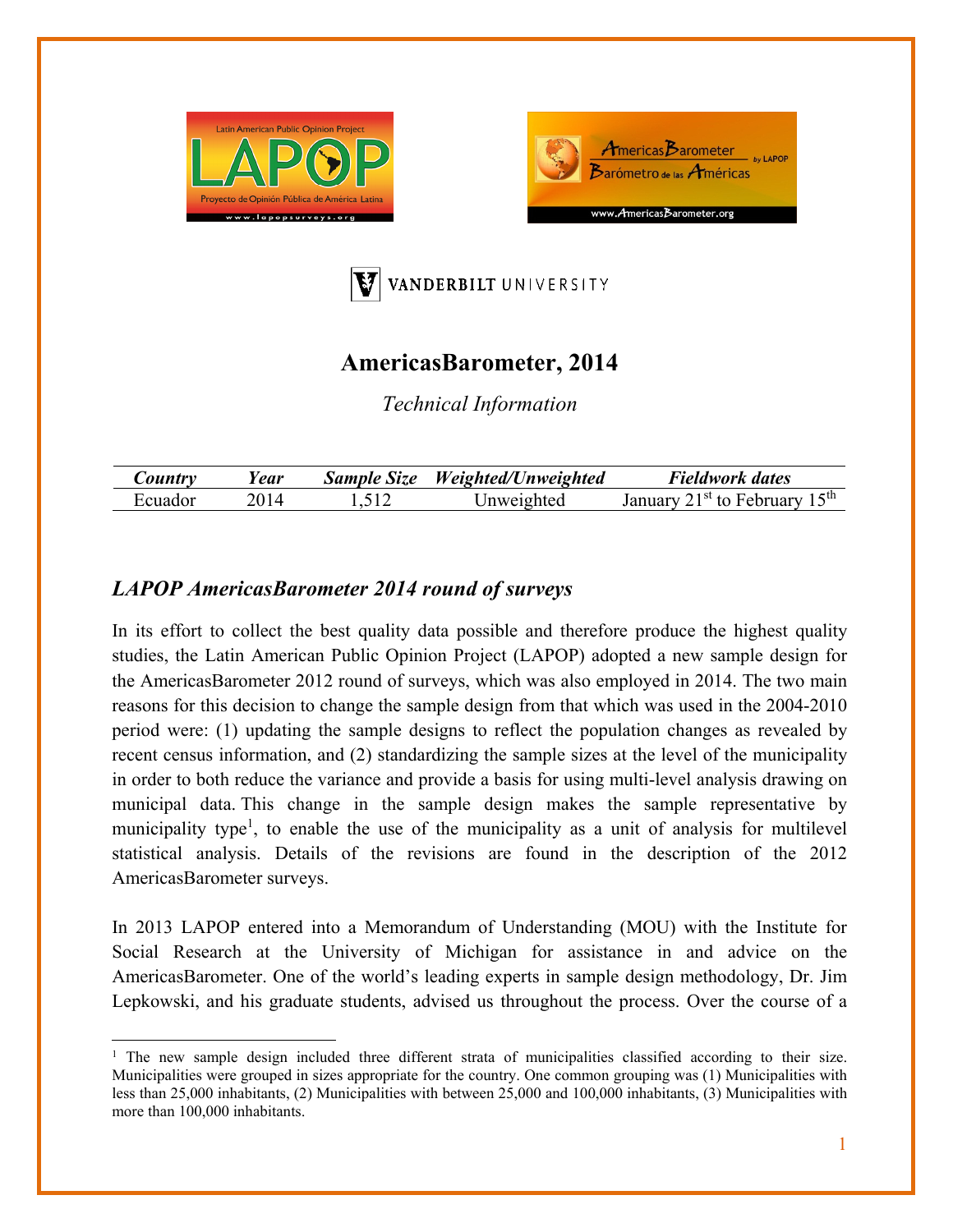# AmericasBarometer, 2014

*Technical Information*

| *Country* | *Year* | *Sample Size* | *Weighted/Unweighted* | *Fieldwork dates* |
|---|---|---|---|---|
| Ecuador | 2014 | 1,512 | Unweighted | January 21st to February 15th |

## *LAPOP AmericasBarometer 2014 round of surveys*

In its effort to collect the best quality data possible and therefore produce the highest quality studies, the Latin American Public Opinion Project (LAPOP) adopted a new sample design for the AmericasBarometer 2012 round of surveys, which was also employed in 2014. The two main reasons for this decision to change the sample design from that which was used in the 2004-2010 period were: (1) updating the sample designs to reflect the population changes as revealed by recent census information, and (2) standardizing the sample sizes at the level of the municipality in order to both reduce the variance and provide a basis for using multi-level analysis drawing on municipal data. This change in the sample design makes the sample representative by municipality type[1], to enable the use of the municipality as a unit of analysis for multilevel statistical analysis. Details of the revisions are found in the description of the 2012 AmericasBarometer surveys.

In 2013 LAPOP entered into a Memorandum of Understanding (MOU) with the Institute for Social Research at the University of Michigan for assistance in and advice on the AmericasBarometer. One of the world's leading experts in sample design methodology, Dr. Jim Lepkowski, and his graduate students, advised us throughout the process. Over the course of a

[1] The new sample design included three different strata of municipalities classified according to their size. Municipalities were grouped in sizes appropriate for the country. One common grouping was (1) Municipalities with less than 25,000 inhabitants, (2) Municipalities with between 25,000 and 100,000 inhabitants, (3) Municipalities with more than 100,000 inhabitants.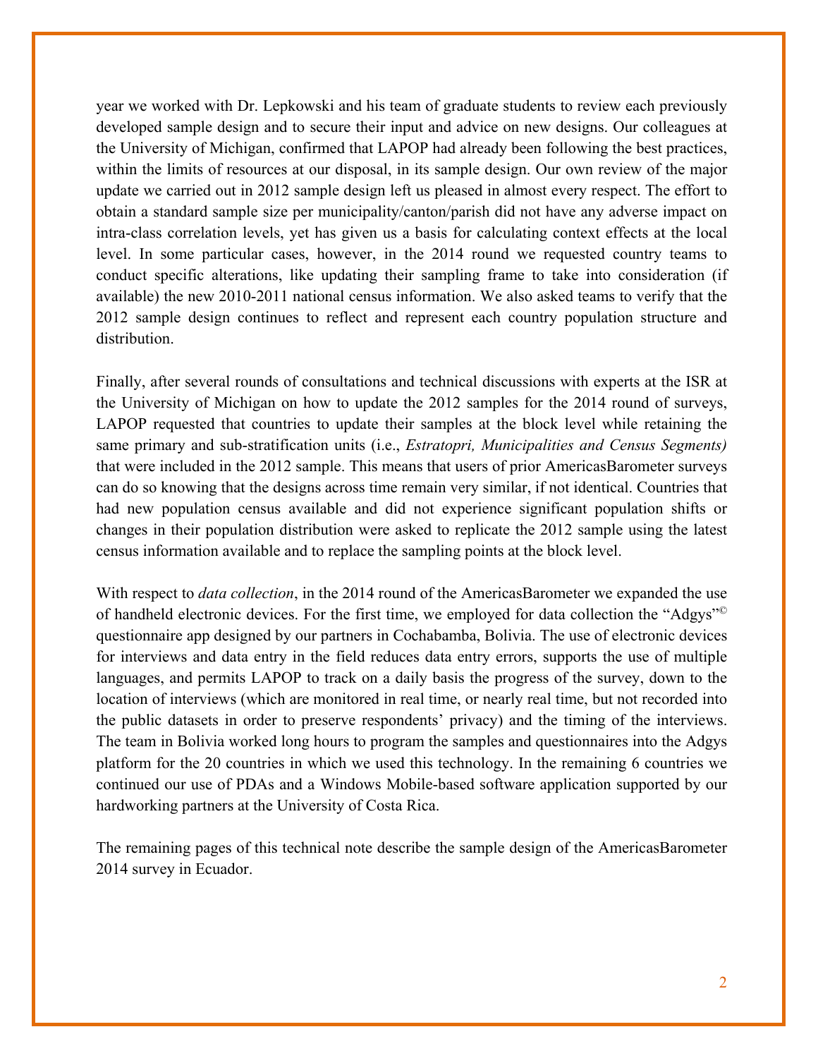year we worked with Dr. Lepkowski and his team of graduate students to review each previously developed sample design and to secure their input and advice on new designs. Our colleagues at the University of Michigan, confirmed that LAPOP had already been following the best practices, within the limits of resources at our disposal, in its sample design. Our own review of the major update we carried out in 2012 sample design left us pleased in almost every respect. The effort to obtain a standard sample size per municipality/canton/parish did not have any adverse impact on intra-class correlation levels, yet has given us a basis for calculating context effects at the local level. In some particular cases, however, in the 2014 round we requested country teams to conduct specific alterations, like updating their sampling frame to take into consideration (if available) the new 2010-2011 national census information. We also asked teams to verify that the 2012 sample design continues to reflect and represent each country population structure and distribution.

Finally, after several rounds of consultations and technical discussions with experts at the ISR at the University of Michigan on how to update the 2012 samples for the 2014 round of surveys, LAPOP requested that countries to update their samples at the block level while retaining the same primary and sub-stratification units (i.e., *Estratopri, Municipalities and Census Segments)* that were included in the 2012 sample. This means that users of prior AmericasBarometer surveys can do so knowing that the designs across time remain very similar, if not identical. Countries that had new population census available and did not experience significant population shifts or changes in their population distribution were asked to replicate the 2012 sample using the latest census information available and to replace the sampling points at the block level.

With respect to *data collection*, in the 2014 round of the AmericasBarometer we expanded the use of handheld electronic devices. For the first time, we employed for data collection the "Adgys"© questionnaire app designed by our partners in Cochabamba, Bolivia. The use of electronic devices for interviews and data entry in the field reduces data entry errors, supports the use of multiple languages, and permits LAPOP to track on a daily basis the progress of the survey, down to the location of interviews (which are monitored in real time, or nearly real time, but not recorded into the public datasets in order to preserve respondents' privacy) and the timing of the interviews. The team in Bolivia worked long hours to program the samples and questionnaires into the Adgys platform for the 20 countries in which we used this technology. In the remaining 6 countries we continued our use of PDAs and a Windows Mobile-based software application supported by our hardworking partners at the University of Costa Rica.

The remaining pages of this technical note describe the sample design of the AmericasBarometer 2014 survey in Ecuador.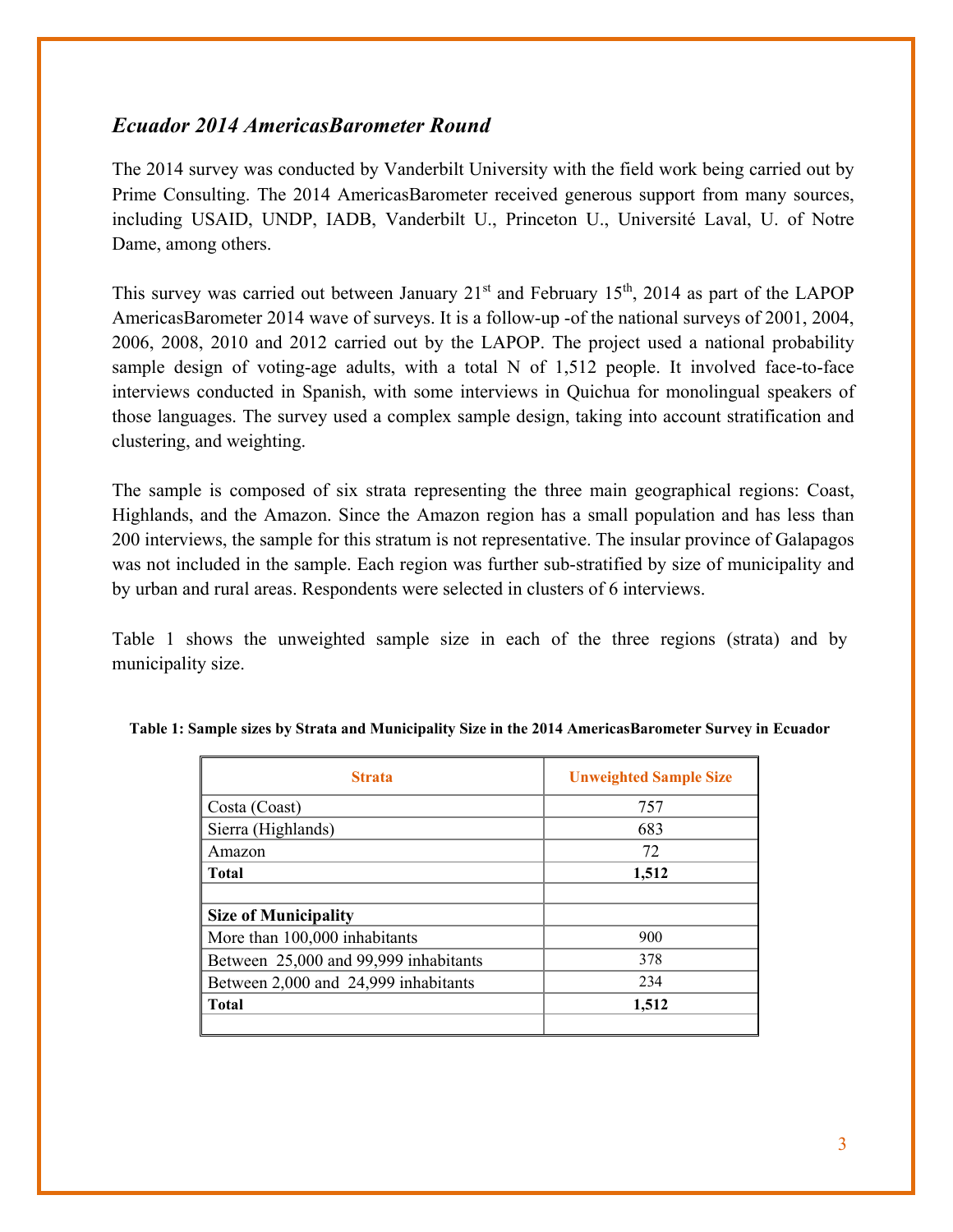### *Ecuador 2014 AmericasBarometer Round*

The 2014 survey was conducted by Vanderbilt University with the field work being carried out by Prime Consulting. The 2014 AmericasBarometer received generous support from many sources, including USAID, UNDP, IADB, Vanderbilt U., Princeton U., Université Laval, U. of Notre Dame, among others.

This survey was carried out between January 21st and February 15th, 2014 as part of the LAPOP AmericasBarometer 2014 wave of surveys. It is a follow-up -of the national surveys of 2001, 2004, 2006, 2008, 2010 and 2012 carried out by the LAPOP. The project used a national probability sample design of voting-age adults, with a total N of 1,512 people. It involved face-to-face interviews conducted in Spanish, with some interviews in Quichua for monolingual speakers of those languages. The survey used a complex sample design, taking into account stratification and clustering, and weighting.

The sample is composed of six strata representing the three main geographical regions: Coast, Highlands, and the Amazon. Since the Amazon region has a small population and has less than 200 interviews, the sample for this stratum is not representative. The insular province of Galapagos was not included in the sample. Each region was further sub-stratified by size of municipality and by urban and rural areas. Respondents were selected in clusters of 6 interviews.

Table 1 shows the unweighted sample size in each of the three regions (strata) and by municipality size.

**Table 1: Sample sizes by Strata and Municipality Size in the 2014 AmericasBarometer Survey in Ecuador**

| Strata | Unweighted Sample Size |
|---|---|
| Costa (Coast) | 757 |
| Sierra (Highlands) | 683 |
| Amazon | 72 |
| **Total** | **1,512** |
| | |
| **Size of Municipality** | |
| More than 100,000 inhabitants | 900 |
| Between 25,000 and 99,999 inhabitants | 378 |
| Between 2,000 and 24,999 inhabitants | 234 |
| **Total** | **1,512** |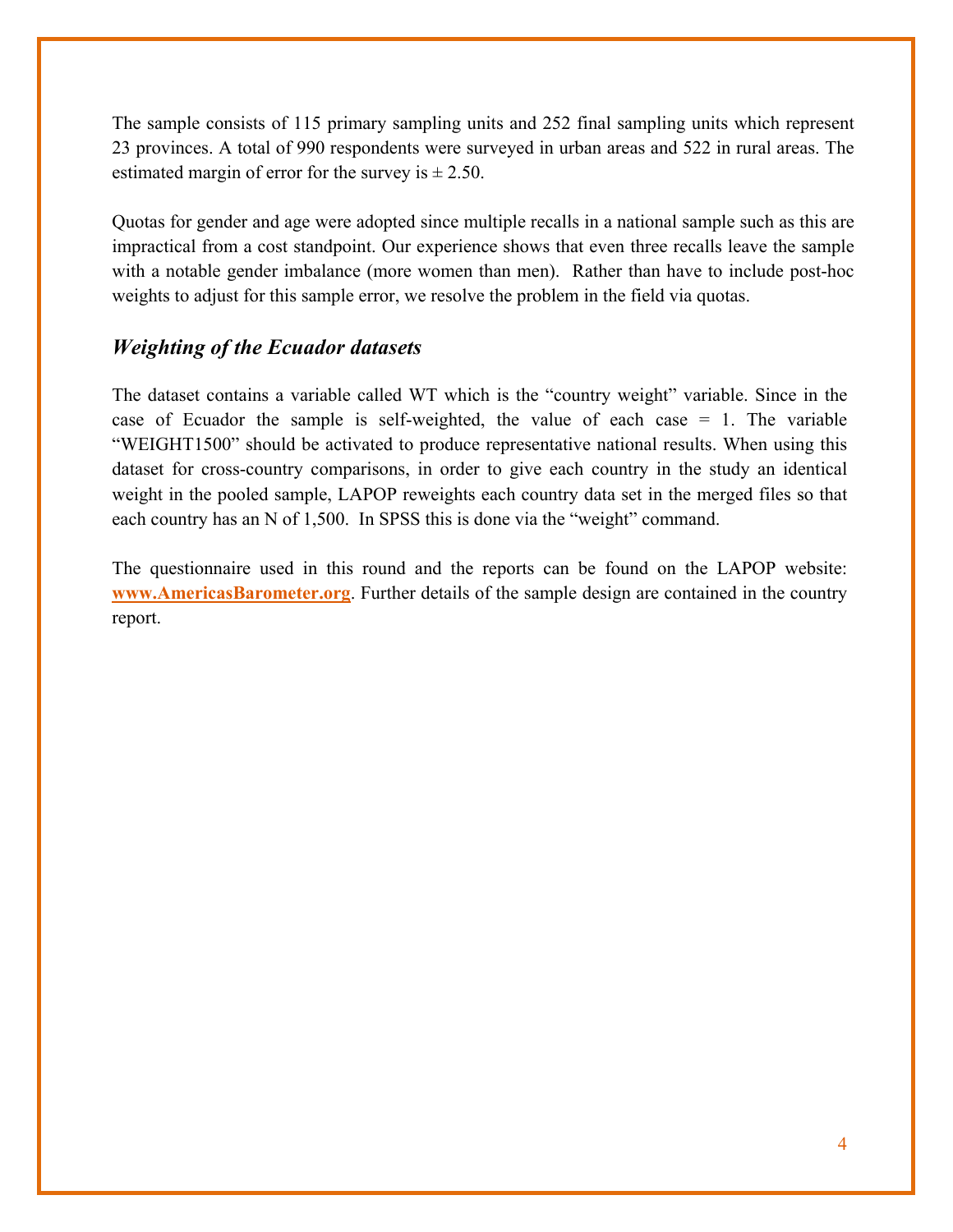The sample consists of 115 primary sampling units and 252 final sampling units which represent 23 provinces. A total of 990 respondents were surveyed in urban areas and 522 in rural areas. The estimated margin of error for the survey is ± 2.50.

Quotas for gender and age were adopted since multiple recalls in a national sample such as this are impractical from a cost standpoint. Our experience shows that even three recalls leave the sample with a notable gender imbalance (more women than men). Rather than have to include post-hoc weights to adjust for this sample error, we resolve the problem in the field via quotas.

### *Weighting of the Ecuador datasets*

The dataset contains a variable called WT which is the "country weight" variable. Since in the case of Ecuador the sample is self-weighted, the value of each case = 1. The variable "WEIGHT1500" should be activated to produce representative national results. When using this dataset for cross-country comparisons, in order to give each country in the study an identical weight in the pooled sample, LAPOP reweights each country data set in the merged files so that each country has an N of 1,500. In SPSS this is done via the "weight" command.

The questionnaire used in this round and the reports can be found on the LAPOP website: **[www.AmericasBarometer.org](http://www.AmericasBarometer.org)**. Further details of the sample design are contained in the country report.